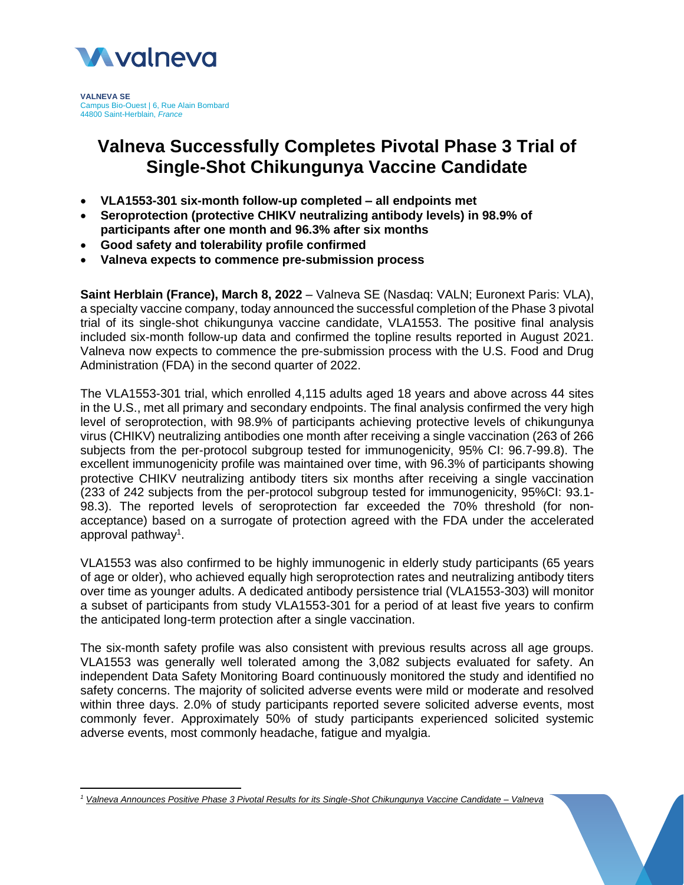**VALNEVA SE**
Campus Bio-Ouest | 6, Rue Alain Bombard
44800 Saint-Herblain, *France*

# Valneva Successfully Completes Pivotal Phase 3 Trial of Single-Shot Chikungunya Vaccine Candidate

- **VLA1553-301 six-month follow-up completed – all endpoints met**
- **Seroprotection (protective CHIKV neutralizing antibody levels) in 98.9% of participants after one month and 96.3% after six months**
- **Good safety and tolerability profile confirmed**
- **Valneva expects to commence pre-submission process**

**Saint Herblain (France), March 8, 2022** – Valneva SE (Nasdaq: VALN; Euronext Paris: VLA), a specialty vaccine company, today announced the successful completion of the Phase 3 pivotal trial of its single-shot chikungunya vaccine candidate, VLA1553. The positive final analysis included six-month follow-up data and confirmed the topline results reported in August 2021. Valneva now expects to commence the pre-submission process with the U.S. Food and Drug Administration (FDA) in the second quarter of 2022.

The VLA1553-301 trial, which enrolled 4,115 adults aged 18 years and above across 44 sites in the U.S., met all primary and secondary endpoints. The final analysis confirmed the very high level of seroprotection, with 98.9% of participants achieving protective levels of chikungunya virus (CHIKV) neutralizing antibodies one month after receiving a single vaccination (263 of 266 subjects from the per-protocol subgroup tested for immunogenicity, 95% CI: 96.7-99.8). The excellent immunogenicity profile was maintained over time, with 96.3% of participants showing protective CHIKV neutralizing antibody titers six months after receiving a single vaccination (233 of 242 subjects from the per-protocol subgroup tested for immunogenicity, 95%CI: 93.1-98.3). The reported levels of seroprotection far exceeded the 70% threshold (for non-acceptance) based on a surrogate of protection agreed with the FDA under the accelerated approval pathway[1].

VLA1553 was also confirmed to be highly immunogenic in elderly study participants (65 years of age or older), who achieved equally high seroprotection rates and neutralizing antibody titers over time as younger adults. A dedicated antibody persistence trial (VLA1553-303) will monitor a subset of participants from study VLA1553-301 for a period of at least five years to confirm the anticipated long-term protection after a single vaccination.

The six-month safety profile was also consistent with previous results across all age groups. VLA1553 was generally well tolerated among the 3,082 subjects evaluated for safety. An independent Data Safety Monitoring Board continuously monitored the study and identified no safety concerns. The majority of solicited adverse events were mild or moderate and resolved within three days. 2.0% of study participants reported severe solicited adverse events, most commonly fever. Approximately 50% of study participants experienced solicited systemic adverse events, most commonly headache, fatigue and myalgia.

---

[1] *Valneva Announces Positive Phase 3 Pivotal Results for its Single-Shot Chikungunya Vaccine Candidate – Valneva*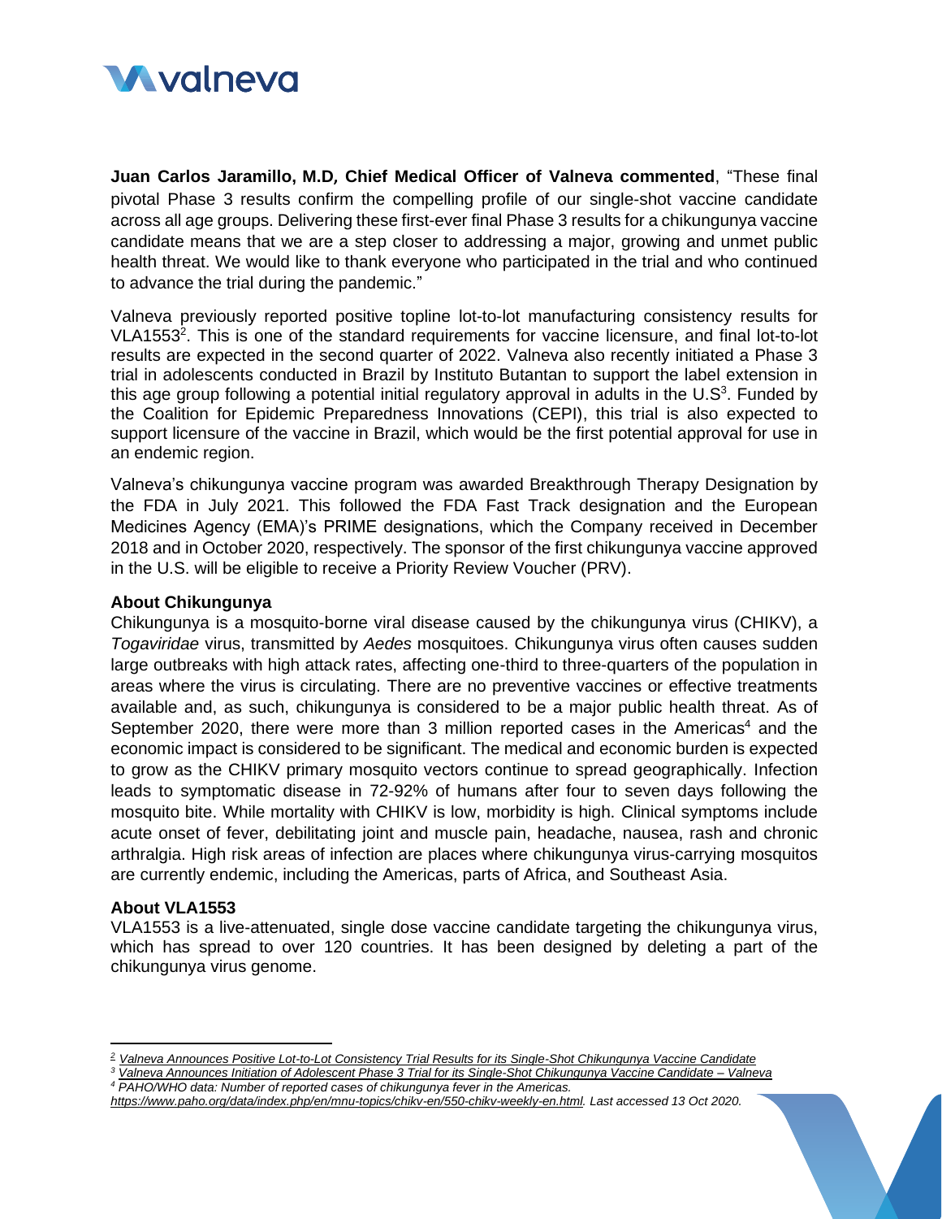**Juan Carlos Jaramillo, M.D, Chief Medical Officer of Valneva commented**, "These final pivotal Phase 3 results confirm the compelling profile of our single-shot vaccine candidate across all age groups. Delivering these first-ever final Phase 3 results for a chikungunya vaccine candidate means that we are a step closer to addressing a major, growing and unmet public health threat. We would like to thank everyone who participated in the trial and who continued to advance the trial during the pandemic."

Valneva previously reported positive topline lot-to-lot manufacturing consistency results for VLA1553[2]. This is one of the standard requirements for vaccine licensure, and final lot-to-lot results are expected in the second quarter of 2022. Valneva also recently initiated a Phase 3 trial in adolescents conducted in Brazil by Instituto Butantan to support the label extension in this age group following a potential initial regulatory approval in adults in the U.S[3]. Funded by the Coalition for Epidemic Preparedness Innovations (CEPI), this trial is also expected to support licensure of the vaccine in Brazil, which would be the first potential approval for use in an endemic region.

Valneva's chikungunya vaccine program was awarded Breakthrough Therapy Designation by the FDA in July 2021. This followed the FDA Fast Track designation and the European Medicines Agency (EMA)'s PRIME designations, which the Company received in December 2018 and in October 2020, respectively. The sponsor of the first chikungunya vaccine approved in the U.S. will be eligible to receive a Priority Review Voucher (PRV).

**About Chikungunya**

Chikungunya is a mosquito-borne viral disease caused by the chikungunya virus (CHIKV), a *Togaviridae* virus, transmitted by *Aedes* mosquitoes. Chikungunya virus often causes sudden large outbreaks with high attack rates, affecting one-third to three-quarters of the population in areas where the virus is circulating. There are no preventive vaccines or effective treatments available and, as such, chikungunya is considered to be a major public health threat. As of September 2020, there were more than 3 million reported cases in the Americas[4] and the economic impact is considered to be significant. The medical and economic burden is expected to grow as the CHIKV primary mosquito vectors continue to spread geographically. Infection leads to symptomatic disease in 72-92% of humans after four to seven days following the mosquito bite. While mortality with CHIKV is low, morbidity is high. Clinical symptoms include acute onset of fever, debilitating joint and muscle pain, headache, nausea, rash and chronic arthralgia. High risk areas of infection are places where chikungunya virus-carrying mosquitos are currently endemic, including the Americas, parts of Africa, and Southeast Asia.

**About VLA1553**

VLA1553 is a live-attenuated, single dose vaccine candidate targeting the chikungunya virus, which has spread to over 120 countries. It has been designed by deleting a part of the chikungunya virus genome.

---

[2] *Valneva Announces Positive Lot-to-Lot Consistency Trial Results for its Single-Shot Chikungunya Vaccine Candidate*

[3] *Valneva Announces Initiation of Adolescent Phase 3 Trial for its Single-Shot Chikungunya Vaccine Candidate – Valneva*

[4] *PAHO/WHO data: Number of reported cases of chikungunya fever in the Americas. https://www.paho.org/data/index.php/en/mnu-topics/chikv-en/550-chikv-weekly-en.html. Last accessed 13 Oct 2020.*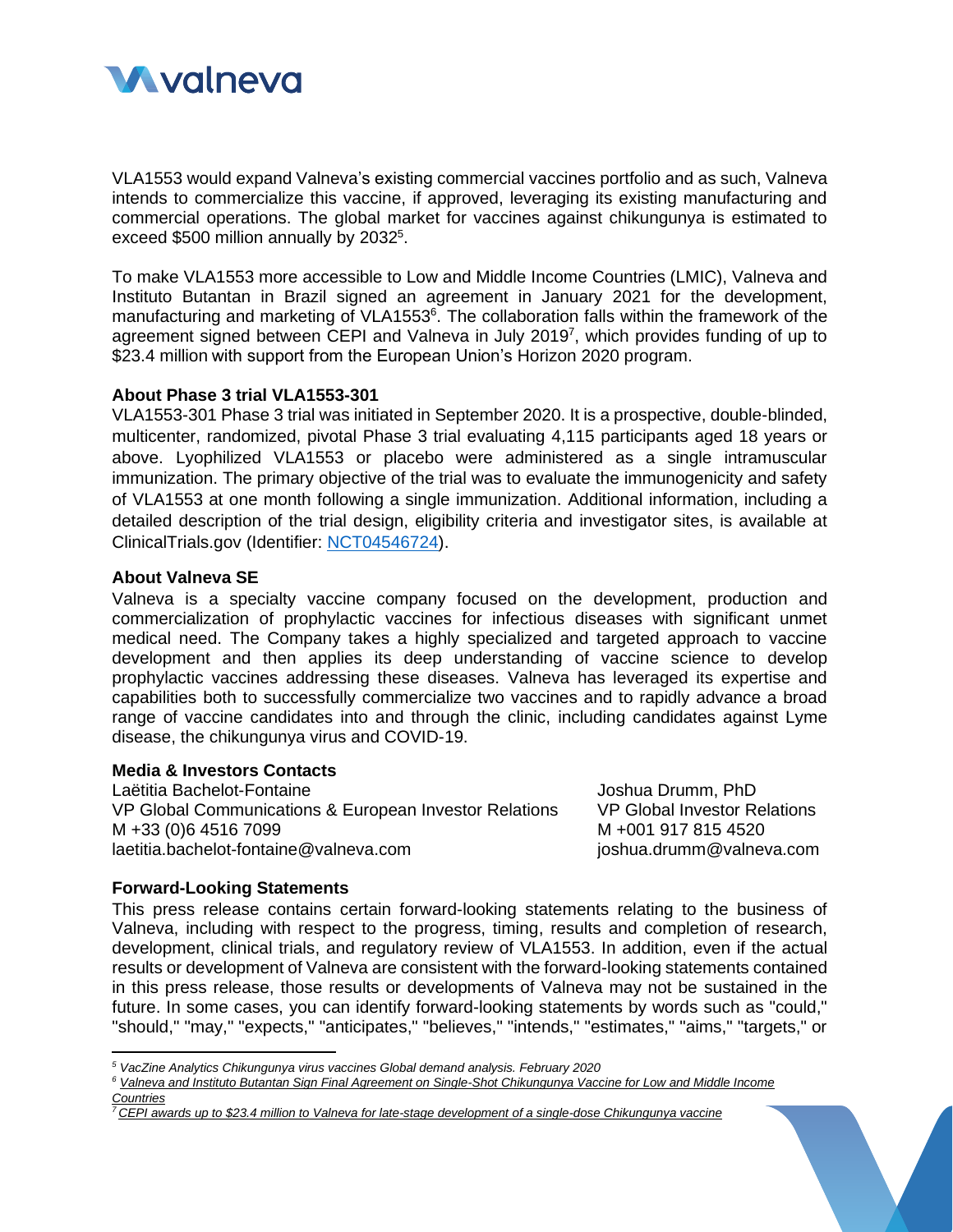VLA1553 would expand Valneva's existing commercial vaccines portfolio and as such, Valneva intends to commercialize this vaccine, if approved, leveraging its existing manufacturing and commercial operations. The global market for vaccines against chikungunya is estimated to exceed $500 million annually by 2032[5].

To make VLA1553 more accessible to Low and Middle Income Countries (LMIC), Valneva and Instituto Butantan in Brazil signed an agreement in January 2021 for the development, manufacturing and marketing of VLA1553[6]. The collaboration falls within the framework of the agreement signed between CEPI and Valneva in July 2019[7], which provides funding of up to $23.4 million with support from the European Union's Horizon 2020 program.

**About Phase 3 trial VLA1553-301**

VLA1553-301 Phase 3 trial was initiated in September 2020. It is a prospective, double-blinded, multicenter, randomized, pivotal Phase 3 trial evaluating 4,115 participants aged 18 years or above. Lyophilized VLA1553 or placebo were administered as a single intramuscular immunization. The primary objective of the trial was to evaluate the immunogenicity and safety of VLA1553 at one month following a single immunization. Additional information, including a detailed description of the trial design, eligibility criteria and investigator sites, is available at ClinicalTrials.gov (Identifier: NCT04546724).

**About Valneva SE**

Valneva is a specialty vaccine company focused on the development, production and commercialization of prophylactic vaccines for infectious diseases with significant unmet medical need. The Company takes a highly specialized and targeted approach to vaccine development and then applies its deep understanding of vaccine science to develop prophylactic vaccines addressing these diseases. Valneva has leveraged its expertise and capabilities both to successfully commercialize two vaccines and to rapidly advance a broad range of vaccine candidates into and through the clinic, including candidates against Lyme disease, the chikungunya virus and COVID-19.

**Media & Investors Contacts**

Laëtitia Bachelot-Fontaine
VP Global Communications & European Investor Relations
M +33 (0)6 4516 7099
laetitia.bachelot-fontaine@valneva.com

Joshua Drumm, PhD
VP Global Investor Relations
M +001 917 815 4520
joshua.drumm@valneva.com

**Forward-Looking Statements**

This press release contains certain forward-looking statements relating to the business of Valneva, including with respect to the progress, timing, results and completion of research, development, clinical trials, and regulatory review of VLA1553. In addition, even if the actual results or development of Valneva are consistent with the forward-looking statements contained in this press release, those results or developments of Valneva may not be sustained in the future. In some cases, you can identify forward-looking statements by words such as "could," "should," "may," "expects," "anticipates," "believes," "intends," "estimates," "aims," "targets," or

---

[5] *VacZine Analytics Chikungunya virus vaccines Global demand analysis. February 2020*

[6] *Valneva and Instituto Butantan Sign Final Agreement on Single-Shot Chikungunya Vaccine for Low and Middle Income Countries*

[7] *CEPI awards up to $23.4 million to Valneva for late-stage development of a single-dose Chikungunya vaccine*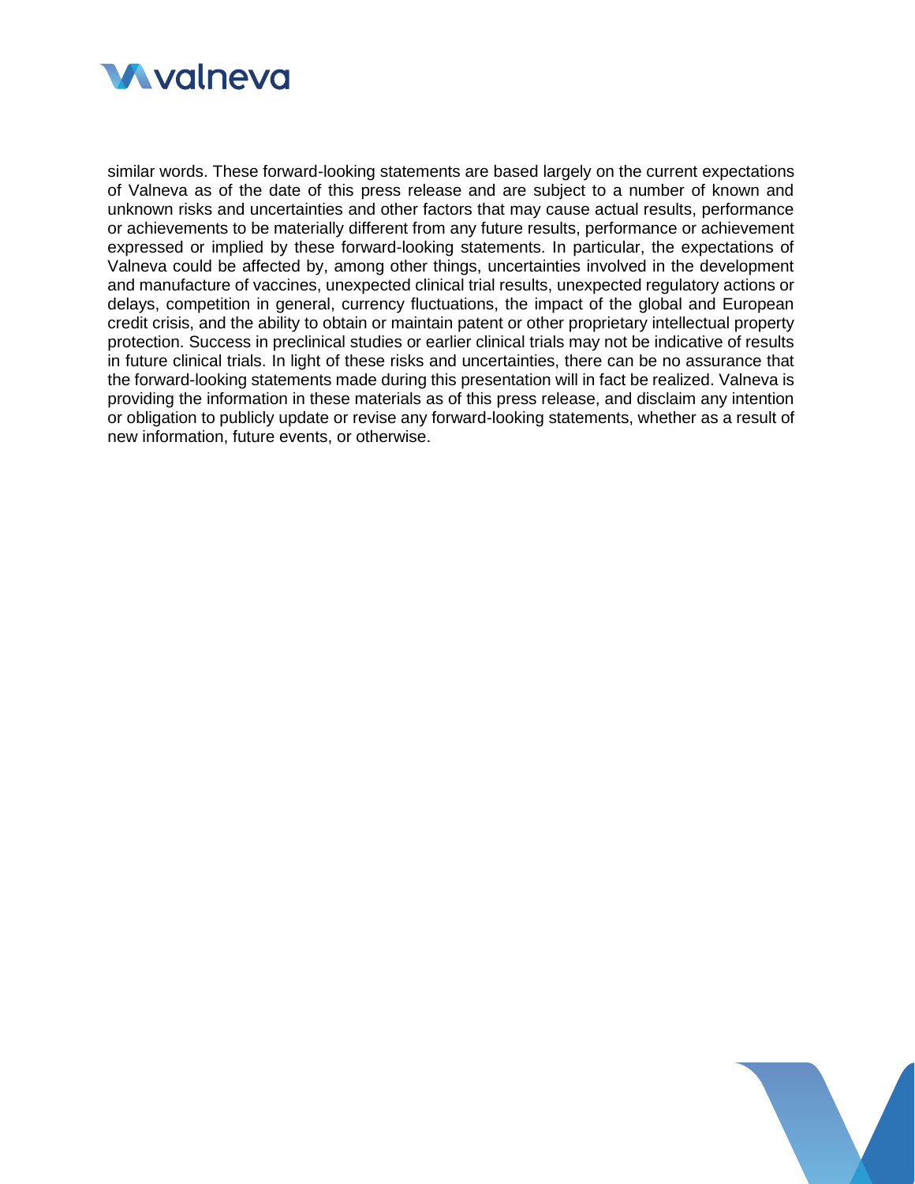similar words. These forward-looking statements are based largely on the current expectations of Valneva as of the date of this press release and are subject to a number of known and unknown risks and uncertainties and other factors that may cause actual results, performance or achievements to be materially different from any future results, performance or achievement expressed or implied by these forward-looking statements. In particular, the expectations of Valneva could be affected by, among other things, uncertainties involved in the development and manufacture of vaccines, unexpected clinical trial results, unexpected regulatory actions or delays, competition in general, currency fluctuations, the impact of the global and European credit crisis, and the ability to obtain or maintain patent or other proprietary intellectual property protection. Success in preclinical studies or earlier clinical trials may not be indicative of results in future clinical trials. In light of these risks and uncertainties, there can be no assurance that the forward-looking statements made during this presentation will in fact be realized. Valneva is providing the information in these materials as of this press release, and disclaim any intention or obligation to publicly update or revise any forward-looking statements, whether as a result of new information, future events, or otherwise.